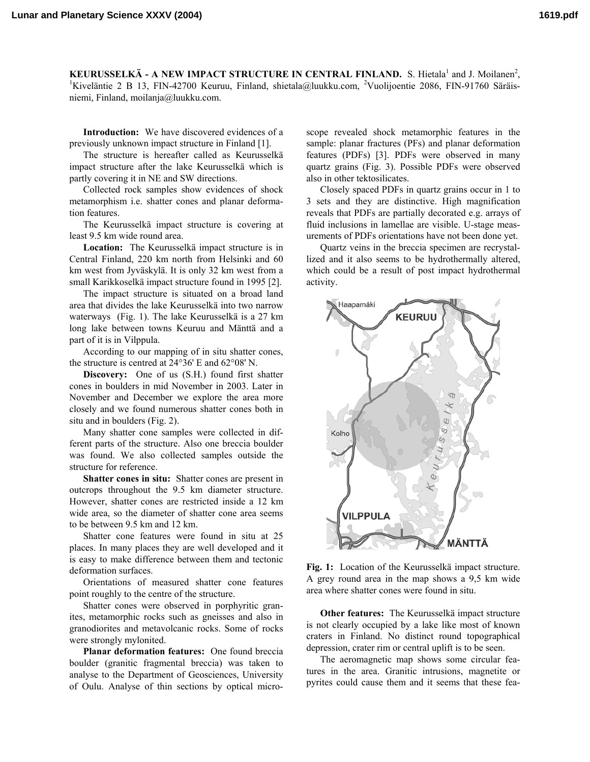**KEURUSSELKÄ - A NEW IMPACT STRUCTURE IN CENTRAL FINLAND.** S. Hietala[1] and J. Moilanen[2], [1]Kiveläntie 2 B 13, FIN-42700 Keuruu, Finland, shietala@luukku.com, [2]Vuolijoentie 2086, FIN-91760 Säräisniemi, Finland, moilanja@luukku.com.

**Introduction:** We have discovered evidences of a previously unknown impact structure in Finland [1].

The structure is hereafter called as Keurusselkä impact structure after the lake Keurusselkä which is partly covering it in NE and SW directions.

Collected rock samples show evidences of shock metamorphism i.e. shatter cones and planar deformation features.

The Keurusselkä impact structure is covering at least 9.5 km wide round area.

**Location:** The Keurusselkä impact structure is in Central Finland, 220 km north from Helsinki and 60 km west from Jyväskylä. It is only 32 km west from a small Karikkoselkä impact structure found in 1995 [2].

The impact structure is situated on a broad land area that divides the lake Keurusselkä into two narrow waterways (Fig. 1). The lake Keurusselkä is a 27 km long lake between towns Keuruu and Mänttä and a part of it is in Vilppula.

According to our mapping of in situ shatter cones, the structure is centred at 24°36' E and 62°08' N.

**Discovery:** One of us (S.H.) found first shatter cones in boulders in mid November in 2003. Later in November and December we explore the area more closely and we found numerous shatter cones both in situ and in boulders (Fig. 2).

Many shatter cone samples were collected in different parts of the structure. Also one breccia boulder was found. We also collected samples outside the structure for reference.

**Shatter cones in situ:** Shatter cones are present in outcrops throughout the 9.5 km diameter structure. However, shatter cones are restricted inside a 12 km wide area, so the diameter of shatter cone area seems to be between 9.5 km and 12 km.

Shatter cone features were found in situ at 25 places. In many places they are well developed and it is easy to make difference between them and tectonic deformation surfaces.

Orientations of measured shatter cone features point roughly to the centre of the structure.

Shatter cones were observed in porphyritic granites, metamorphic rocks such as gneisses and also in granodiorites and metavolcanic rocks. Some of rocks were strongly mylonited.

**Planar deformation features:** One found breccia boulder (granitic fragmental breccia) was taken to analyse to the Department of Geosciences, University of Oulu. Analyse of thin sections by optical microscope revealed shock metamorphic features in the sample: planar fractures (PFs) and planar deformation features (PDFs) [3]. PDFs were observed in many quartz grains (Fig. 3). Possible PDFs were observed also in other tektosilicates.

Closely spaced PDFs in quartz grains occur in 1 to 3 sets and they are distinctive. High magnification reveals that PDFs are partially decorated e.g. arrays of fluid inclusions in lamellae are visible. U-stage measurements of PDFs orientations have not been done yet.

Quartz veins in the breccia specimen are recrystallized and it also seems to be hydrothermally altered, which could be a result of post impact hydrothermal activity.

**Fig. 1:** Location of the Keurusselkä impact structure. A grey round area in the map shows a 9,5 km wide area where shatter cones were found in situ.

**Other features:** The Keurusselkä impact structure is not clearly occupied by a lake like most of known craters in Finland. No distinct round topographical depression, crater rim or central uplift is to be seen.

The aeromagnetic map shows some circular features in the area. Granitic intrusions, magnetite or pyrites could cause them and it seems that these fea-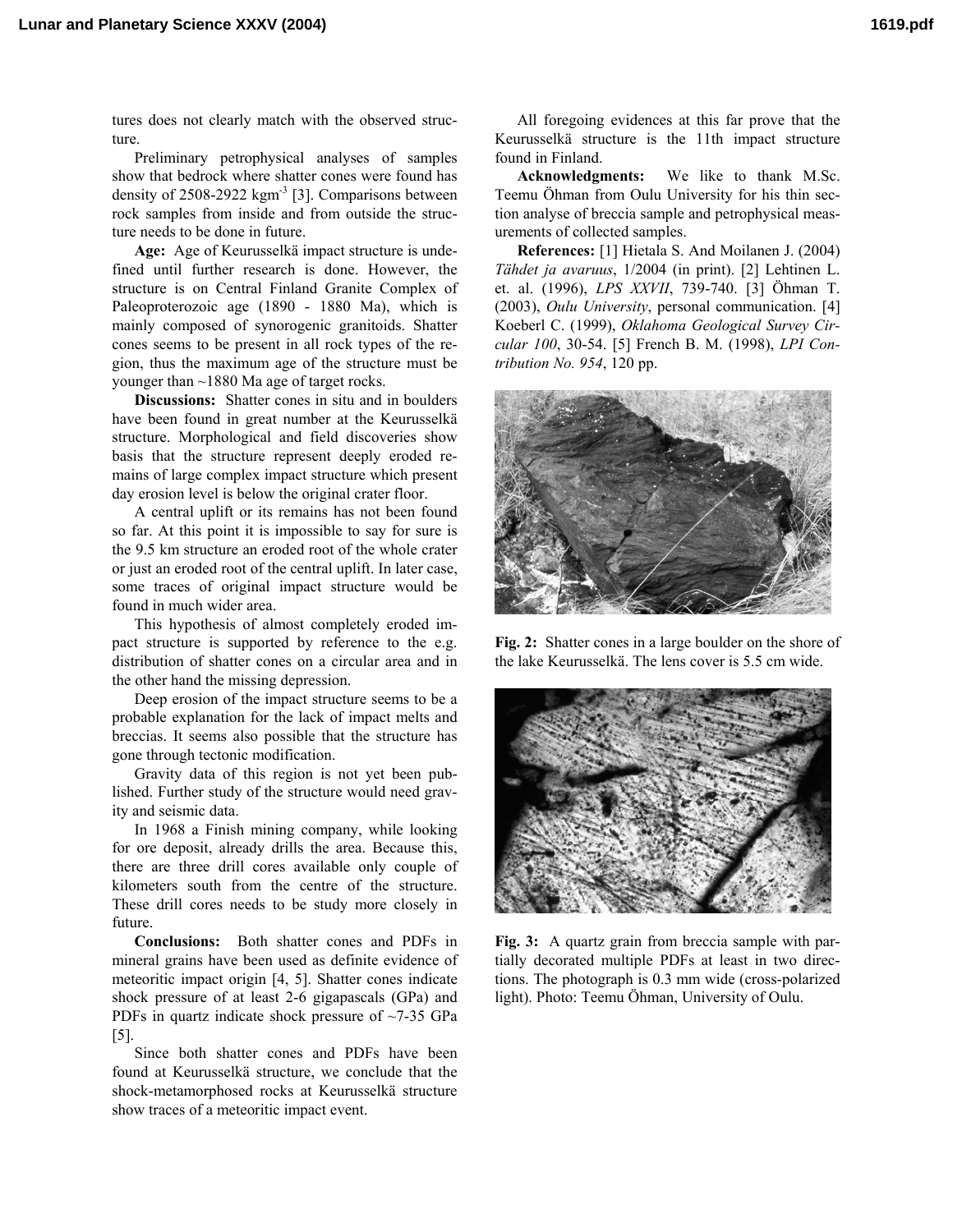tures does not clearly match with the observed structure.

Preliminary petrophysical analyses of samples show that bedrock where shatter cones were found has density of 2508-2922 $kgm^{-3}$ [3]. Comparisons between rock samples from inside and from outside the structure needs to be done in future.

**Age:** Age of Keurusselkä impact structure is undefined until further research is done. However, the structure is on Central Finland Granite Complex of Paleoproterozoic age (1890 - 1880 Ma), which is mainly composed of synorogenic granitoids. Shatter cones seems to be present in all rock types of the region, thus the maximum age of the structure must be younger than ~1880 Ma age of target rocks.

**Discussions:** Shatter cones in situ and in boulders have been found in great number at the Keurusselkä structure. Morphological and field discoveries show basis that the structure represent deeply eroded remains of large complex impact structure which present day erosion level is below the original crater floor.

A central uplift or its remains has not been found so far. At this point it is impossible to say for sure is the 9.5 km structure an eroded root of the whole crater or just an eroded root of the central uplift. In later case, some traces of original impact structure would be found in much wider area.

This hypothesis of almost completely eroded impact structure is supported by reference to the e.g. distribution of shatter cones on a circular area and in the other hand the missing depression.

Deep erosion of the impact structure seems to be a probable explanation for the lack of impact melts and breccias. It seems also possible that the structure has gone through tectonic modification.

Gravity data of this region is not yet been published. Further study of the structure would need gravity and seismic data.

In 1968 a Finish mining company, while looking for ore deposit, already drills the area. Because this, there are three drill cores available only couple of kilometers south from the centre of the structure. These drill cores needs to be study more closely in future.

**Conclusions:** Both shatter cones and PDFs in mineral grains have been used as definite evidence of meteoritic impact origin [4, 5]. Shatter cones indicate shock pressure of at least 2-6 gigapascals (GPa) and PDFs in quartz indicate shock pressure of ~7-35 GPa [5].

Since both shatter cones and PDFs have been found at Keurusselkä structure, we conclude that the shock-metamorphosed rocks at Keurusselkä structure show traces of a meteoritic impact event.

All foregoing evidences at this far prove that the Keurusselkä structure is the 11th impact structure found in Finland.

**Acknowledgments:** We like to thank M.Sc. Teemu Öhman from Oulu University for his thin section analyse of breccia sample and petrophysical measurements of collected samples.

**References:** [1] Hietala S. And Moilanen J. (2004) *Tähdet ja avaruus*, 1/2004 (in print). [2] Lehtinen L. et. al. (1996), *LPS XXVII*, 739-740. [3] Öhman T. (2003), *Oulu University*, personal communication. [4] Koeberl C. (1999), *Oklahoma Geological Survey Circular 100*, 30-54. [5] French B. M. (1998), *LPI Contribution No. 954*, 120 pp.

**Fig. 2:** Shatter cones in a large boulder on the shore of the lake Keurusselkä. The lens cover is 5.5 cm wide.

**Fig. 3:** A quartz grain from breccia sample with partially decorated multiple PDFs at least in two directions. The photograph is 0.3 mm wide (cross-polarized light). Photo: Teemu Öhman, University of Oulu.